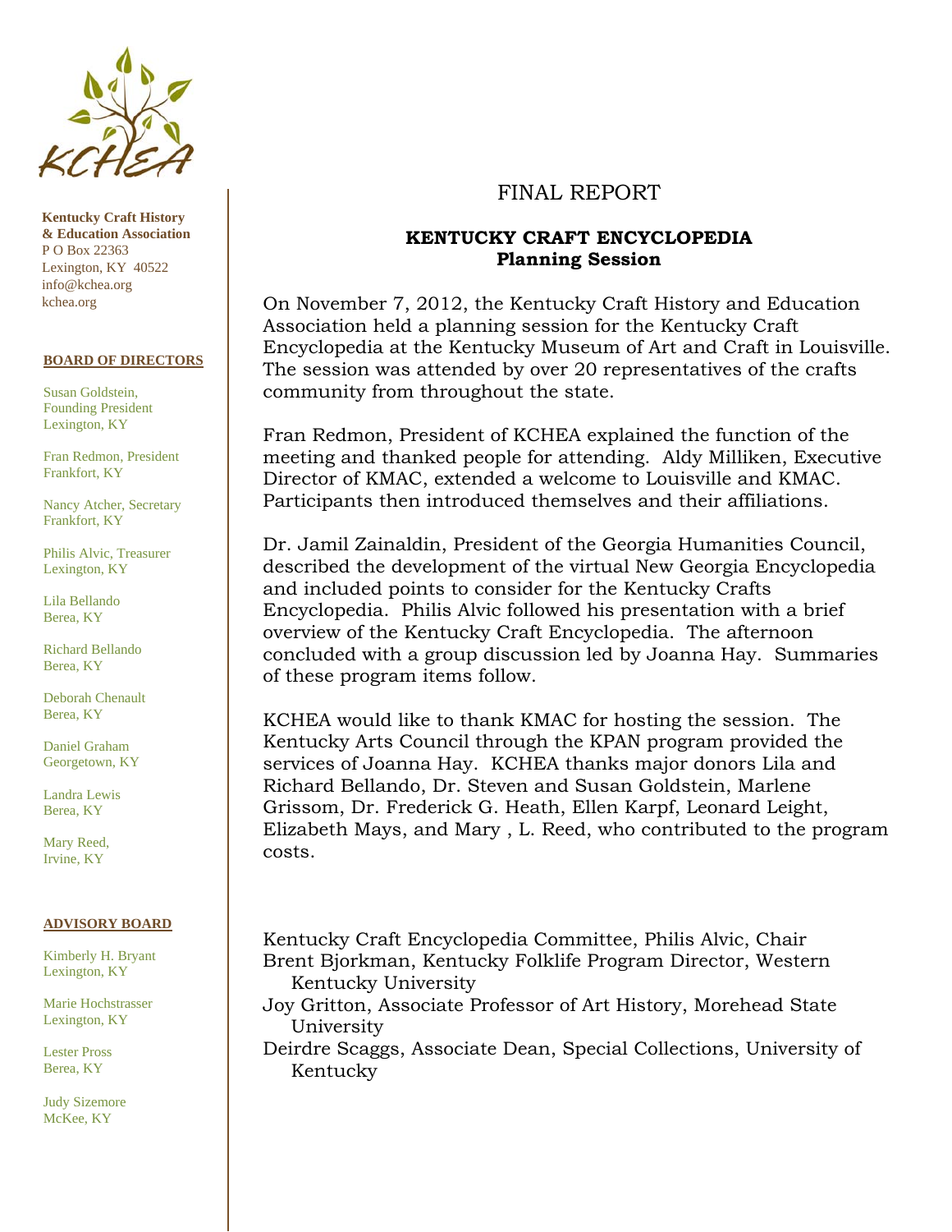KCHEA

**Kentucky Craft History & Education Association**
P O Box 22363
Lexington, KY 40522
info@kchea.org
kchea.org

**BOARD OF DIRECTORS**

Susan Goldstein, Founding President
Lexington, KY

Fran Redmon, President
Frankfort, KY

Nancy Atcher, Secretary
Frankfort, KY

Philis Alvic, Treasurer
Lexington, KY

Lila Bellando
Berea, KY

Richard Bellando
Berea, KY

Deborah Chenault
Berea, KY

Daniel Graham
Georgetown, KY

Landra Lewis
Berea, KY

Mary Reed,
Irvine, KY

**ADVISORY BOARD**

Kimberly H. Bryant
Lexington, KY

Marie Hochstrasser
Lexington, KY

Lester Pross
Berea, KY

Judy Sizemore
McKee, KY

# FINAL REPORT

## KENTUCKY CRAFT ENCYCLOPEDIA Planning Session

On November 7, 2012, the Kentucky Craft History and Education Association held a planning session for the Kentucky Craft Encyclopedia at the Kentucky Museum of Art and Craft in Louisville. The session was attended by over 20 representatives of the crafts community from throughout the state.

Fran Redmon, President of KCHEA explained the function of the meeting and thanked people for attending. Aldy Milliken, Executive Director of KMAC, extended a welcome to Louisville and KMAC. Participants then introduced themselves and their affiliations.

Dr. Jamil Zainaldin, President of the Georgia Humanities Council, described the development of the virtual New Georgia Encyclopedia and included points to consider for the Kentucky Crafts Encyclopedia. Philis Alvic followed his presentation with a brief overview of the Kentucky Craft Encyclopedia. The afternoon concluded with a group discussion led by Joanna Hay. Summaries of these program items follow.

KCHEA would like to thank KMAC for hosting the session. The Kentucky Arts Council through the KPAN program provided the services of Joanna Hay. KCHEA thanks major donors Lila and Richard Bellando, Dr. Steven and Susan Goldstein, Marlene Grissom, Dr. Frederick G. Heath, Ellen Karpf, Leonard Leight, Elizabeth Mays, and Mary , L. Reed, who contributed to the program costs.

Kentucky Craft Encyclopedia Committee, Philis Alvic, Chair
Brent Bjorkman, Kentucky Folklife Program Director, Western Kentucky University
Joy Gritton, Associate Professor of Art History, Morehead State University
Deirdre Scaggs, Associate Dean, Special Collections, University of Kentucky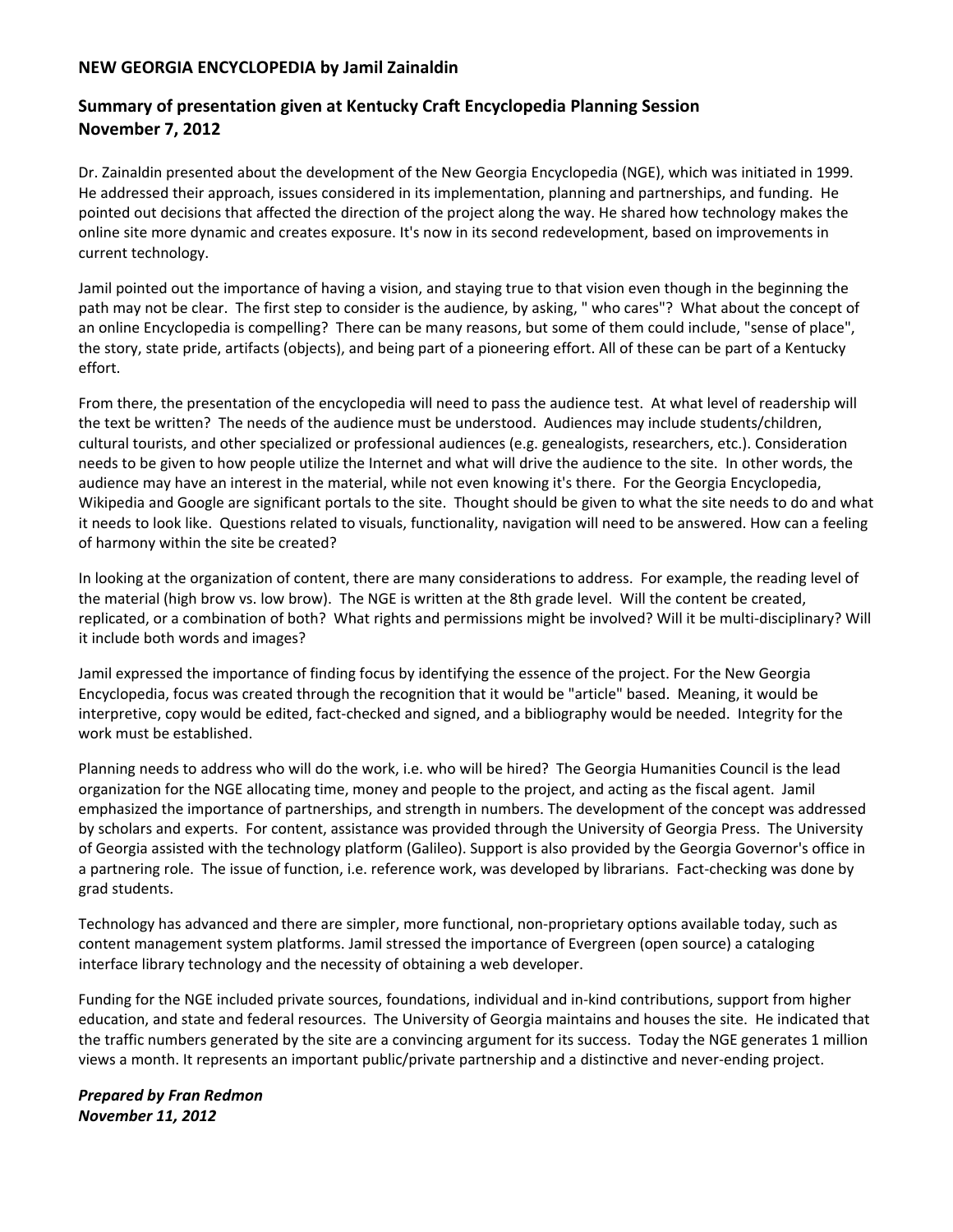## NEW GEORGIA ENCYCLOPEDIA by Jamil Zainaldin

### Summary of presentation given at Kentucky Craft Encyclopedia Planning Session November 7, 2012

Dr. Zainaldin presented about the development of the New Georgia Encyclopedia (NGE), which was initiated in 1999. He addressed their approach, issues considered in its implementation, planning and partnerships, and funding. He pointed out decisions that affected the direction of the project along the way. He shared how technology makes the online site more dynamic and creates exposure. It's now in its second redevelopment, based on improvements in current technology.

Jamil pointed out the importance of having a vision, and staying true to that vision even though in the beginning the path may not be clear. The first step to consider is the audience, by asking, " who cares"? What about the concept of an online Encyclopedia is compelling? There can be many reasons, but some of them could include, "sense of place", the story, state pride, artifacts (objects), and being part of a pioneering effort. All of these can be part of a Kentucky effort.

From there, the presentation of the encyclopedia will need to pass the audience test. At what level of readership will the text be written? The needs of the audience must be understood. Audiences may include students/children, cultural tourists, and other specialized or professional audiences (e.g. genealogists, researchers, etc.). Consideration needs to be given to how people utilize the Internet and what will drive the audience to the site. In other words, the audience may have an interest in the material, while not even knowing it's there. For the Georgia Encyclopedia, Wikipedia and Google are significant portals to the site. Thought should be given to what the site needs to do and what it needs to look like. Questions related to visuals, functionality, navigation will need to be answered. How can a feeling of harmony within the site be created?

In looking at the organization of content, there are many considerations to address. For example, the reading level of the material (high brow vs. low brow). The NGE is written at the 8th grade level. Will the content be created, replicated, or a combination of both? What rights and permissions might be involved? Will it be multi-disciplinary? Will it include both words and images?

Jamil expressed the importance of finding focus by identifying the essence of the project. For the New Georgia Encyclopedia, focus was created through the recognition that it would be "article" based. Meaning, it would be interpretive, copy would be edited, fact-checked and signed, and a bibliography would be needed. Integrity for the work must be established.

Planning needs to address who will do the work, i.e. who will be hired? The Georgia Humanities Council is the lead organization for the NGE allocating time, money and people to the project, and acting as the fiscal agent. Jamil emphasized the importance of partnerships, and strength in numbers. The development of the concept was addressed by scholars and experts. For content, assistance was provided through the University of Georgia Press. The University of Georgia assisted with the technology platform (Galileo). Support is also provided by the Georgia Governor's office in a partnering role. The issue of function, i.e. reference work, was developed by librarians. Fact-checking was done by grad students.

Technology has advanced and there are simpler, more functional, non-proprietary options available today, such as content management system platforms. Jamil stressed the importance of Evergreen (open source) a cataloging interface library technology and the necessity of obtaining a web developer.

Funding for the NGE included private sources, foundations, individual and in-kind contributions, support from higher education, and state and federal resources. The University of Georgia maintains and houses the site. He indicated that the traffic numbers generated by the site are a convincing argument for its success. Today the NGE generates 1 million views a month. It represents an important public/private partnership and a distinctive and never-ending project.

***Prepared by Fran Redmon***
***November 11, 2012***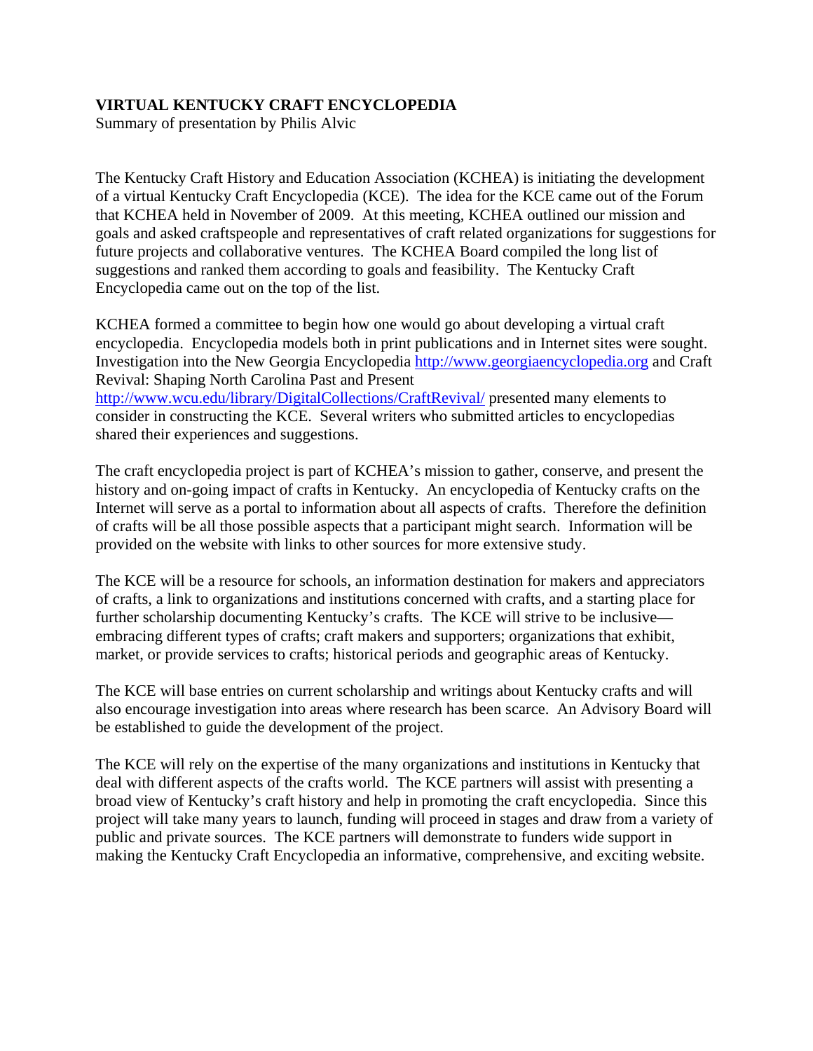**VIRTUAL KENTUCKY CRAFT ENCYCLOPEDIA**
Summary of presentation by Philis Alvic

The Kentucky Craft History and Education Association (KCHEA) is initiating the development of a virtual Kentucky Craft Encyclopedia (KCE). The idea for the KCE came out of the Forum that KCHEA held in November of 2009. At this meeting, KCHEA outlined our mission and goals and asked craftspeople and representatives of craft related organizations for suggestions for future projects and collaborative ventures. The KCHEA Board compiled the long list of suggestions and ranked them according to goals and feasibility. The Kentucky Craft Encyclopedia came out on the top of the list.

KCHEA formed a committee to begin how one would go about developing a virtual craft encyclopedia. Encyclopedia models both in print publications and in Internet sites were sought. Investigation into the New Georgia Encyclopedia http://www.georgiaencyclopedia.org and Craft Revival: Shaping North Carolina Past and Present http://www.wcu.edu/library/DigitalCollections/CraftRevival/ presented many elements to consider in constructing the KCE. Several writers who submitted articles to encyclopedias shared their experiences and suggestions.

The craft encyclopedia project is part of KCHEA's mission to gather, conserve, and present the history and on-going impact of crafts in Kentucky. An encyclopedia of Kentucky crafts on the Internet will serve as a portal to information about all aspects of crafts. Therefore the definition of crafts will be all those possible aspects that a participant might search. Information will be provided on the website with links to other sources for more extensive study.

The KCE will be a resource for schools, an information destination for makers and appreciators of crafts, a link to organizations and institutions concerned with crafts, and a starting place for further scholarship documenting Kentucky's crafts. The KCE will strive to be inclusive—embracing different types of crafts; craft makers and supporters; organizations that exhibit, market, or provide services to crafts; historical periods and geographic areas of Kentucky.

The KCE will base entries on current scholarship and writings about Kentucky crafts and will also encourage investigation into areas where research has been scarce. An Advisory Board will be established to guide the development of the project.

The KCE will rely on the expertise of the many organizations and institutions in Kentucky that deal with different aspects of the crafts world. The KCE partners will assist with presenting a broad view of Kentucky's craft history and help in promoting the craft encyclopedia. Since this project will take many years to launch, funding will proceed in stages and draw from a variety of public and private sources. The KCE partners will demonstrate to funders wide support in making the Kentucky Craft Encyclopedia an informative, comprehensive, and exciting website.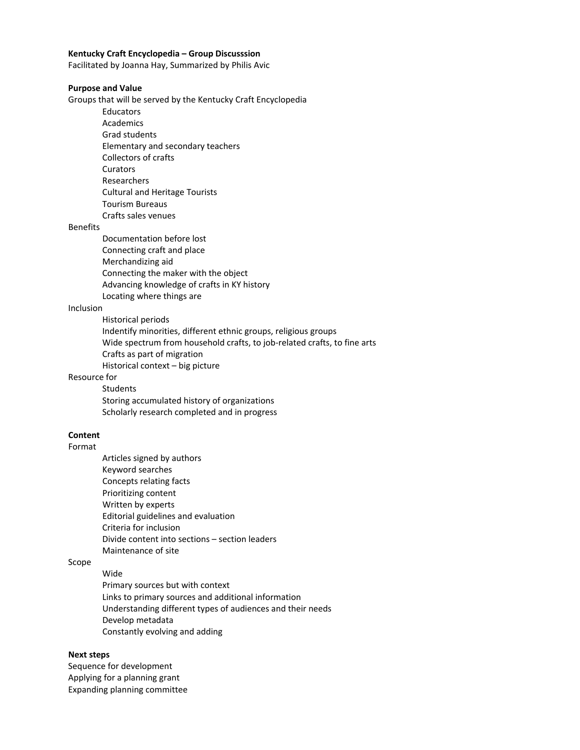**Kentucky Craft Encyclopedia – Group Discusssion**

Facilitated by Joanna Hay, Summarized by Philis Avic

**Purpose and Value**

Groups that will be served by the Kentucky Craft Encyclopedia

- Educators
- Academics
- Grad students
- Elementary and secondary teachers
- Collectors of crafts
- Curators
- Researchers
- Cultural and Heritage Tourists
- Tourism Bureaus
- Crafts sales venues

Benefits

- Documentation before lost
- Connecting craft and place
- Merchandizing aid
- Connecting the maker with the object
- Advancing knowledge of crafts in KY history
- Locating where things are

Inclusion

- Historical periods
- Indentify minorities, different ethnic groups, religious groups
- Wide spectrum from household crafts, to job-related crafts, to fine arts
- Crafts as part of migration
- Historical context – big picture

Resource for

- Students
- Storing accumulated history of organizations
- Scholarly research completed and in progress

**Content**

Format

- Articles signed by authors
- Keyword searches
- Concepts relating facts
- Prioritizing content
- Written by experts
- Editorial guidelines and evaluation
- Criteria for inclusion
- Divide content into sections – section leaders
- Maintenance of site

Scope

- Wide
- Primary sources but with context
- Links to primary sources and additional information
- Understanding different types of audiences and their needs
- Develop metadata
- Constantly evolving and adding

**Next steps**

Sequence for development

Applying for a planning grant

Expanding planning committee